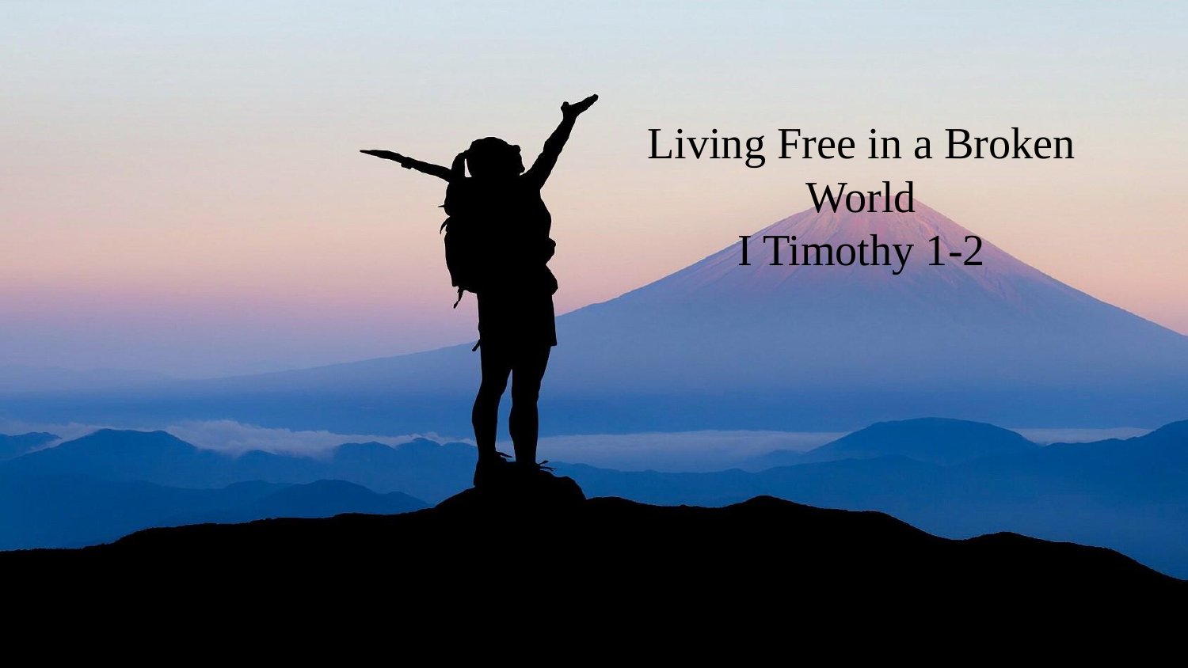# Living Free in a Broken World

I Timothy 1-2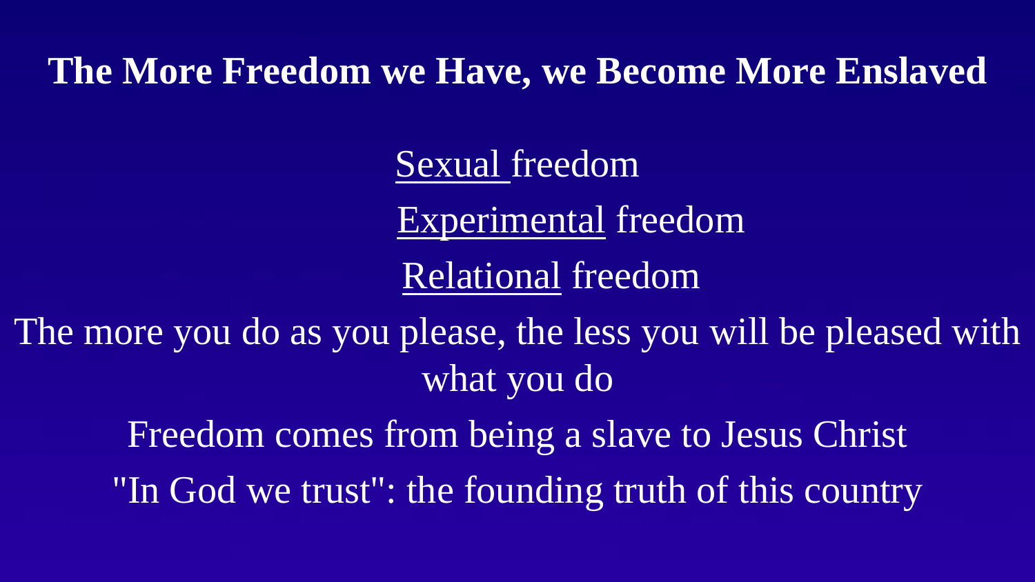# The More Freedom we Have, we Become More Enslaved

<u>Sexual</u> freedom

<u>Experimental</u> freedom

<u>Relational</u> freedom

The more you do as you please, the less you will be pleased with what you do

Freedom comes from being a slave to Jesus Christ

"In God we trust": the founding truth of this country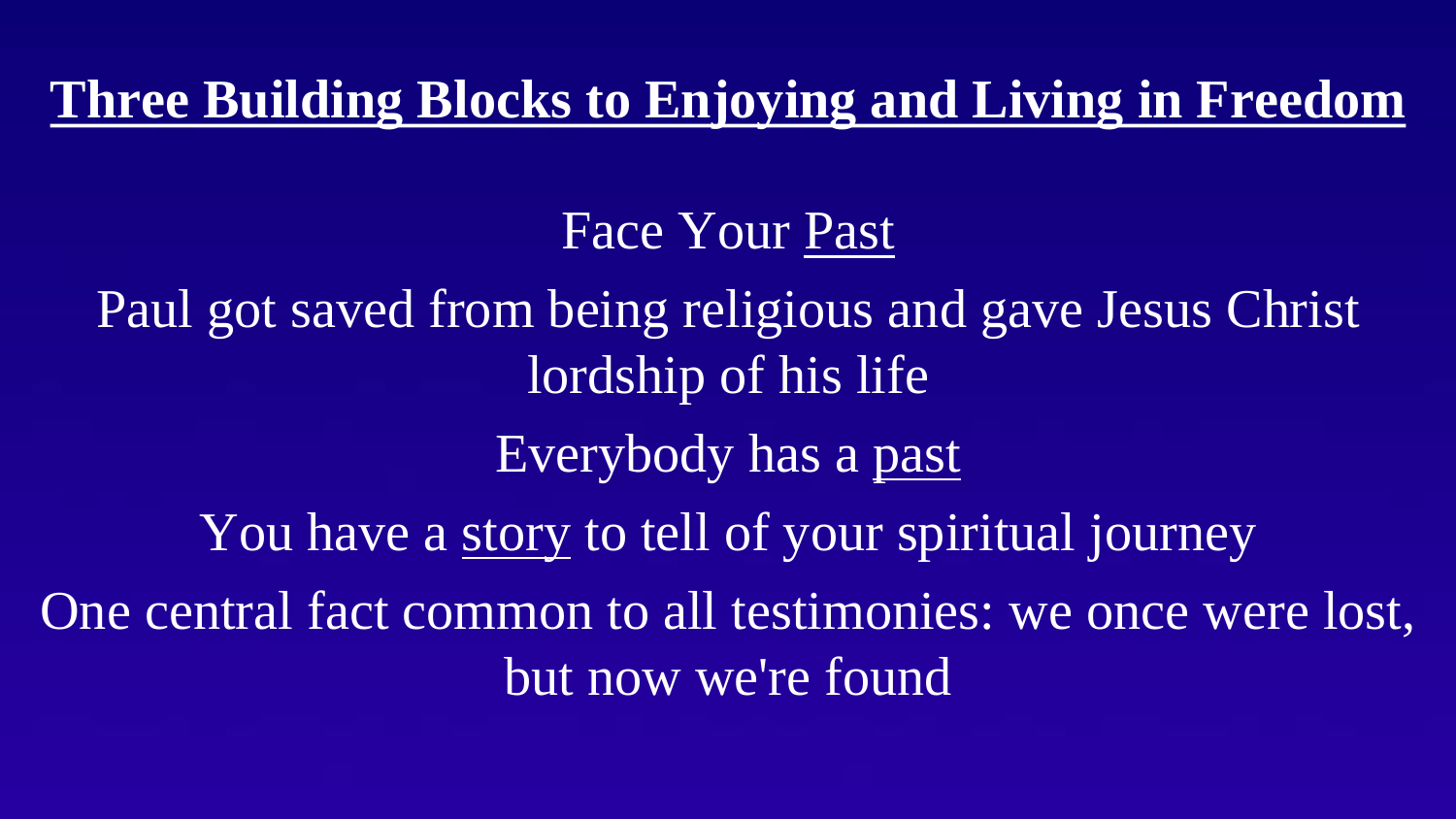# Three Building Blocks to Enjoying and Living in Freedom

Face Your Past

Paul got saved from being religious and gave Jesus Christ lordship of his life

Everybody has a past

You have a story to tell of your spiritual journey

One central fact common to all testimonies: we once were lost, but now we're found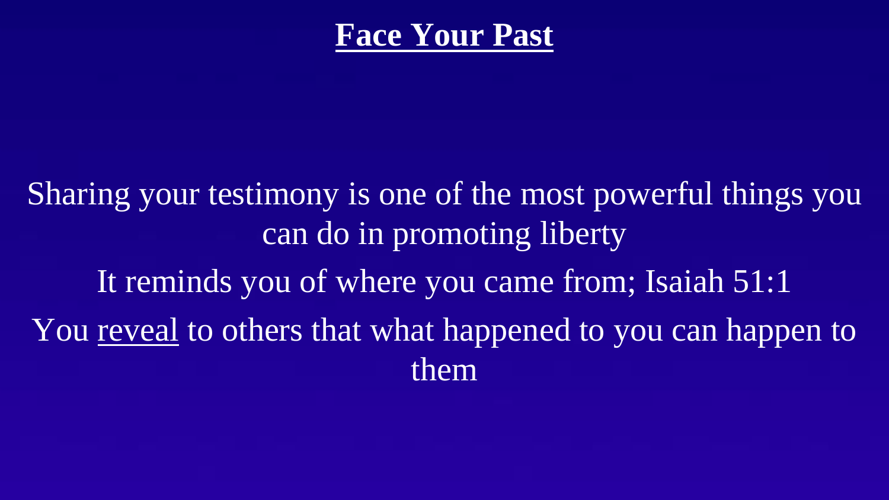# **Face Your Past**

Sharing your testimony is one of the most powerful things you can do in promoting liberty

It reminds you of where you came from; Isaiah 51:1

You <u>reveal</u> to others that what happened to you can happen to them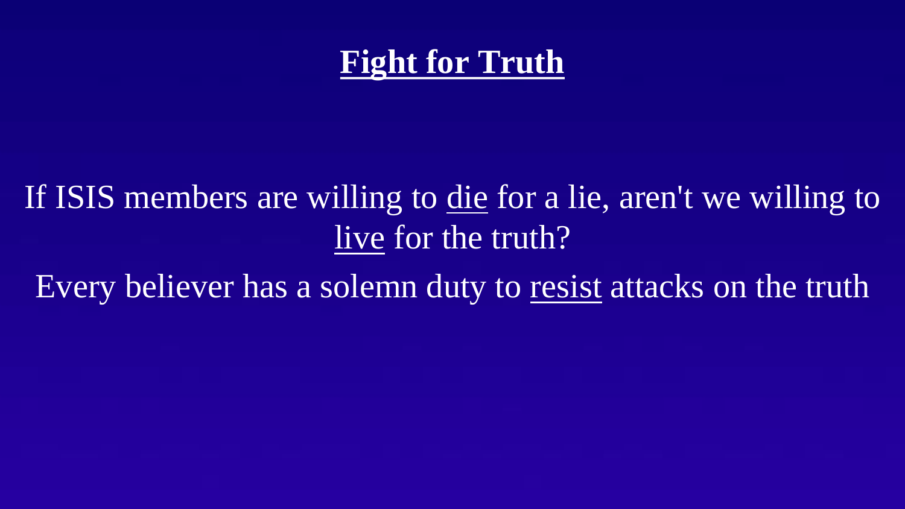# **Fight for Truth**

If ISIS members are willing to <u>die</u> for a lie, aren't we willing to <u>live</u> for the truth?

Every believer has a solemn duty to <u>resist</u> attacks on the truth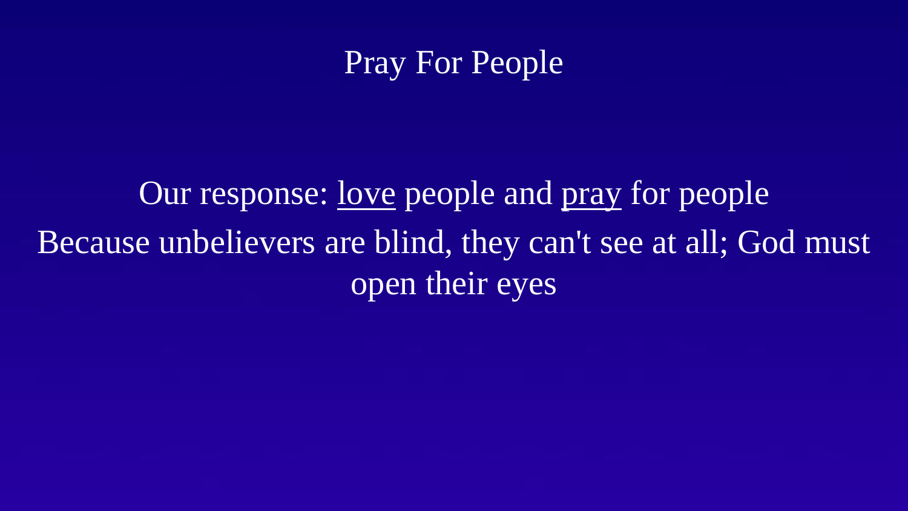# Pray For People

Our response: <u>love</u> people and <u>pray</u> for people

Because unbelievers are blind, they can't see at all; God must open their eyes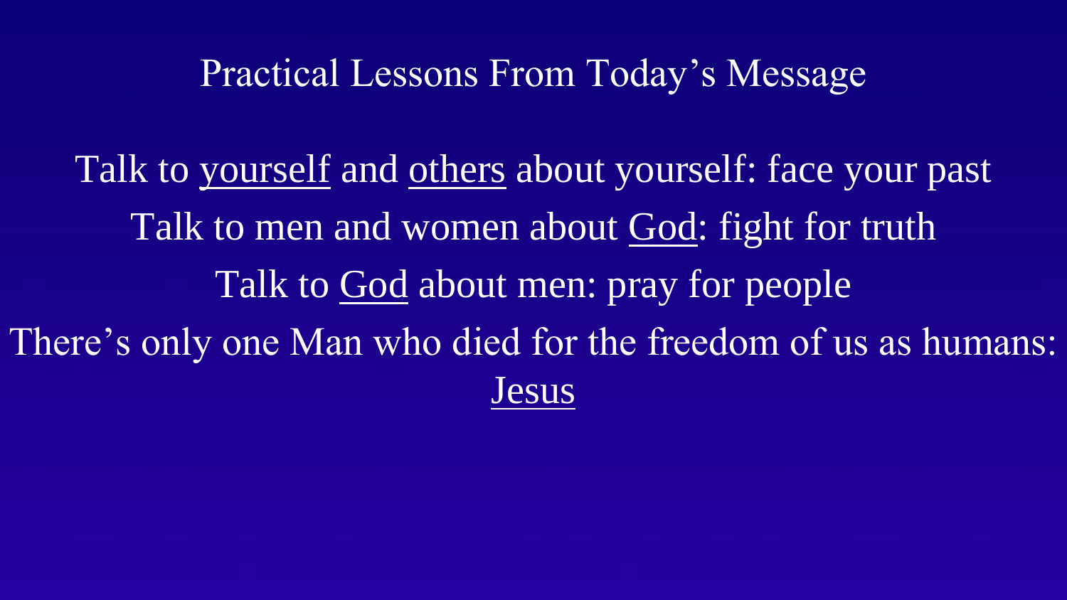# Practical Lessons From Today's Message

Talk to yourself and others about yourself: face your past

Talk to men and women about God: fight for truth

Talk to God about men: pray for people

There's only one Man who died for the freedom of us as humans: Jesus